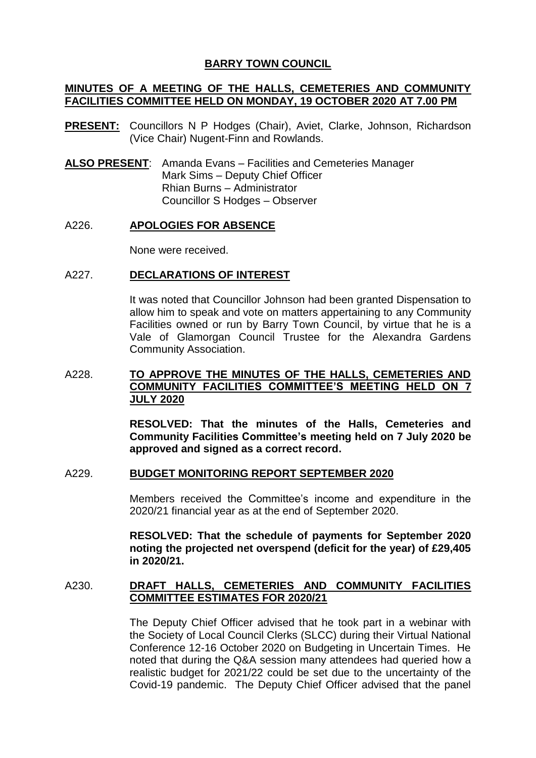# BARRY TOWN COUNCIL

## MINUTES OF A MEETING OF THE HALLS, CEMETERIES AND COMMUNITY FACILITIES COMMITTEE HELD ON MONDAY, 19 OCTOBER 2020 AT 7.00 PM

**PRESENT:** Councillors N P Hodges (Chair), Aviet, Clarke, Johnson, Richardson (Vice Chair) Nugent-Finn and Rowlands.

**ALSO PRESENT**: Amanda Evans – Facilities and Cemeteries Manager
Mark Sims – Deputy Chief Officer
Rhian Burns – Administrator
Councillor S Hodges – Observer

### A226. APOLOGIES FOR ABSENCE

None were received.

### A227. DECLARATIONS OF INTEREST

It was noted that Councillor Johnson had been granted Dispensation to allow him to speak and vote on matters appertaining to any Community Facilities owned or run by Barry Town Council, by virtue that he is a Vale of Glamorgan Council Trustee for the Alexandra Gardens Community Association.

### A228. TO APPROVE THE MINUTES OF THE HALLS, CEMETERIES AND COMMUNITY FACILITIES COMMITTEE'S MEETING HELD ON 7 JULY 2020

**RESOLVED: That the minutes of the Halls, Cemeteries and Community Facilities Committee's meeting held on 7 July 2020 be approved and signed as a correct record.**

### A229. BUDGET MONITORING REPORT SEPTEMBER 2020

Members received the Committee's income and expenditure in the 2020/21 financial year as at the end of September 2020.

**RESOLVED: That the schedule of payments for September 2020 noting the projected net overspend (deficit for the year) of £29,405 in 2020/21.**

### A230. DRAFT HALLS, CEMETERIES AND COMMUNITY FACILITIES COMMITTEE ESTIMATES FOR 2020/21

The Deputy Chief Officer advised that he took part in a webinar with the Society of Local Council Clerks (SLCC) during their Virtual National Conference 12-16 October 2020 on Budgeting in Uncertain Times. He noted that during the Q&A session many attendees had queried how a realistic budget for 2021/22 could be set due to the uncertainty of the Covid-19 pandemic. The Deputy Chief Officer advised that the panel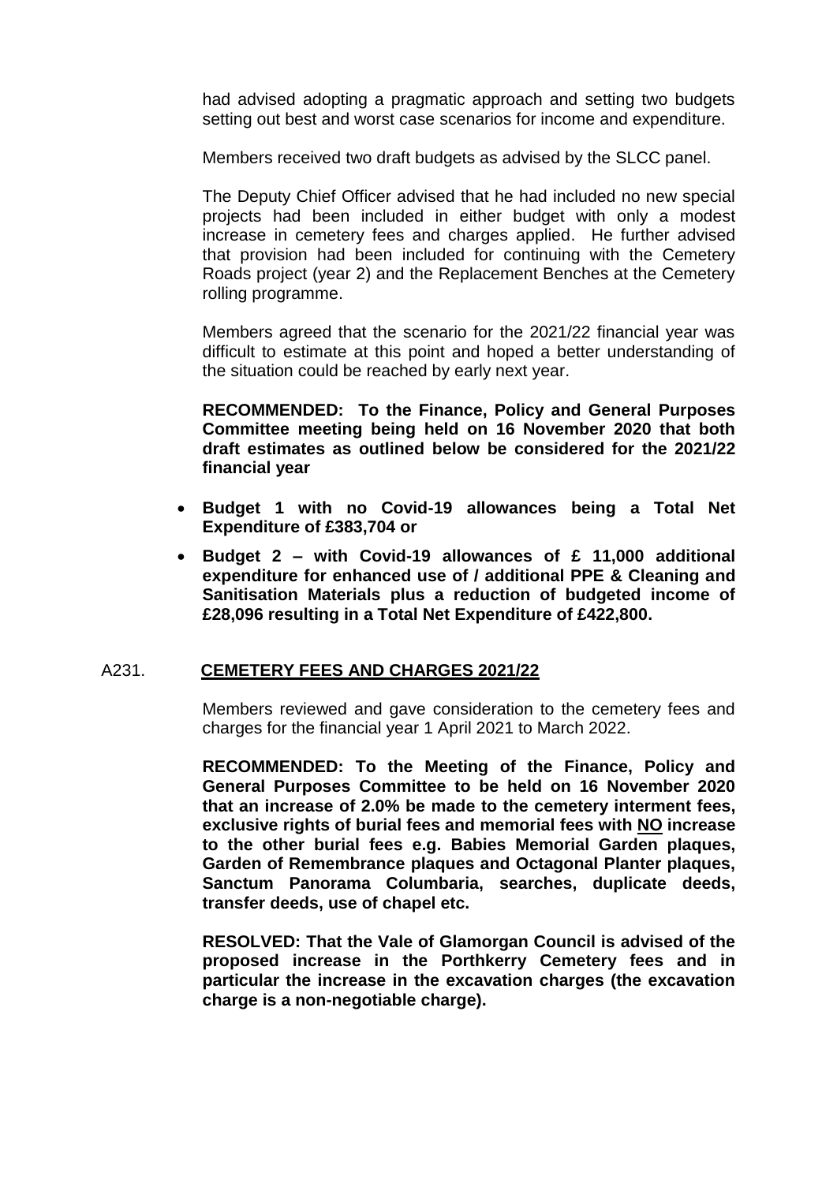had advised adopting a pragmatic approach and setting two budgets setting out best and worst case scenarios for income and expenditure.

Members received two draft budgets as advised by the SLCC panel.

The Deputy Chief Officer advised that he had included no new special projects had been included in either budget with only a modest increase in cemetery fees and charges applied. He further advised that provision had been included for continuing with the Cemetery Roads project (year 2) and the Replacement Benches at the Cemetery rolling programme.

Members agreed that the scenario for the 2021/22 financial year was difficult to estimate at this point and hoped a better understanding of the situation could be reached by early next year.

**RECOMMENDED: To the Finance, Policy and General Purposes Committee meeting being held on 16 November 2020 that both draft estimates as outlined below be considered for the 2021/22 financial year**

- **Budget 1 with no Covid-19 allowances being a Total Net Expenditure of £383,704 or**
- **Budget 2 – with Covid-19 allowances of £ 11,000 additional expenditure for enhanced use of / additional PPE & Cleaning and Sanitisation Materials plus a reduction of budgeted income of £28,096 resulting in a Total Net Expenditure of £422,800.**

## A231. CEMETERY FEES AND CHARGES 2021/22

Members reviewed and gave consideration to the cemetery fees and charges for the financial year 1 April 2021 to March 2022.

**RECOMMENDED: To the Meeting of the Finance, Policy and General Purposes Committee to be held on 16 November 2020 that an increase of 2.0% be made to the cemetery interment fees, exclusive rights of burial fees and memorial fees with NO increase to the other burial fees e.g. Babies Memorial Garden plaques, Garden of Remembrance plaques and Octagonal Planter plaques, Sanctum Panorama Columbaria, searches, duplicate deeds, transfer deeds, use of chapel etc.**

**RESOLVED: That the Vale of Glamorgan Council is advised of the proposed increase in the Porthkerry Cemetery fees and in particular the increase in the excavation charges (the excavation charge is a non-negotiable charge).**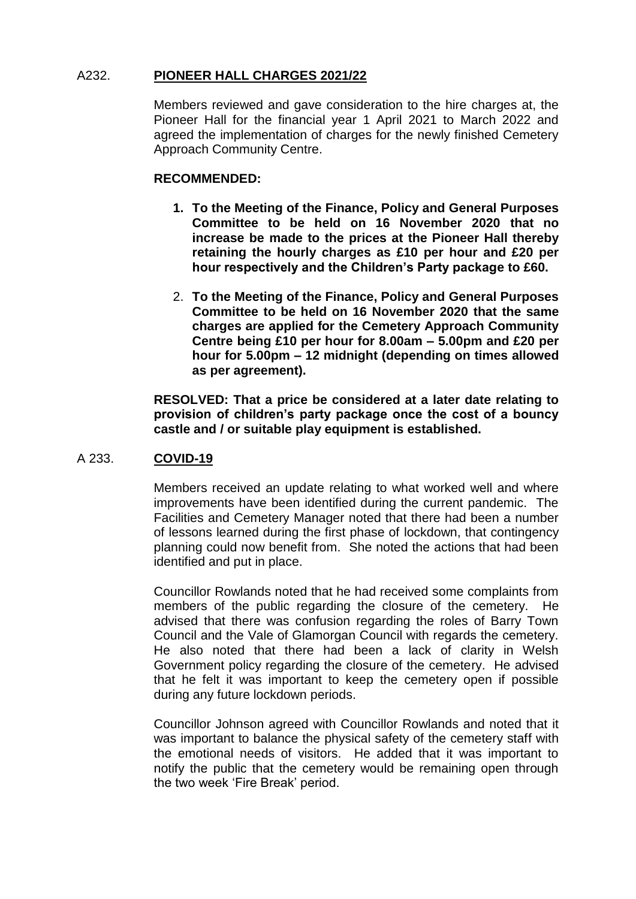A232. **PIONEER HALL CHARGES 2021/22**

Members reviewed and gave consideration to the hire charges at, the Pioneer Hall for the financial year 1 April 2021 to March 2022 and agreed the implementation of charges for the newly finished Cemetery Approach Community Centre.

**RECOMMENDED:**

1. **To the Meeting of the Finance, Policy and General Purposes Committee to be held on 16 November 2020 that no increase be made to the prices at the Pioneer Hall thereby retaining the hourly charges as £10 per hour and £20 per hour respectively and the Children's Party package to £60.**
2. **To the Meeting of the Finance, Policy and General Purposes Committee to be held on 16 November 2020 that the same charges are applied for the Cemetery Approach Community Centre being £10 per hour for 8.00am – 5.00pm and £20 per hour for 5.00pm – 12 midnight (depending on times allowed as per agreement).**

**RESOLVED: That a price be considered at a later date relating to provision of children's party package once the cost of a bouncy castle and / or suitable play equipment is established.**

A 233. **COVID-19**

Members received an update relating to what worked well and where improvements have been identified during the current pandemic. The Facilities and Cemetery Manager noted that there had been a number of lessons learned during the first phase of lockdown, that contingency planning could now benefit from. She noted the actions that had been identified and put in place.

Councillor Rowlands noted that he had received some complaints from members of the public regarding the closure of the cemetery. He advised that there was confusion regarding the roles of Barry Town Council and the Vale of Glamorgan Council with regards the cemetery. He also noted that there had been a lack of clarity in Welsh Government policy regarding the closure of the cemetery. He advised that he felt it was important to keep the cemetery open if possible during any future lockdown periods.

Councillor Johnson agreed with Councillor Rowlands and noted that it was important to balance the physical safety of the cemetery staff with the emotional needs of visitors. He added that it was important to notify the public that the cemetery would be remaining open through the two week 'Fire Break' period.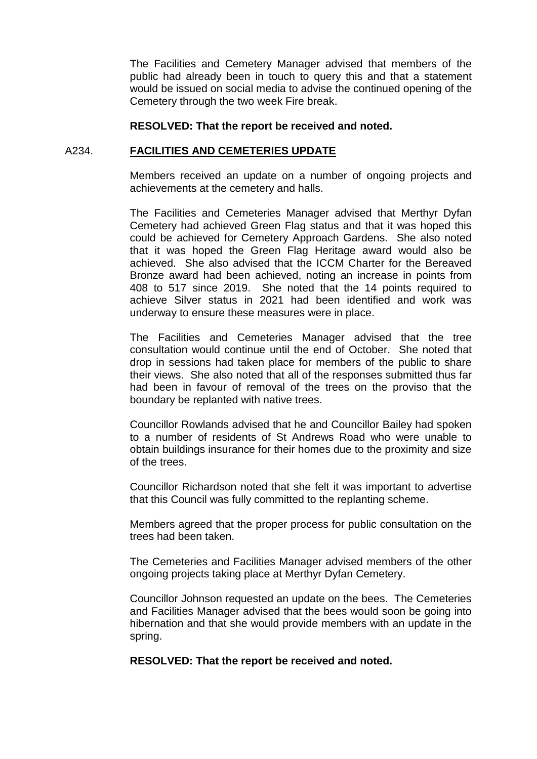The Facilities and Cemetery Manager advised that members of the public had already been in touch to query this and that a statement would be issued on social media to advise the continued opening of the Cemetery through the two week Fire break.

**RESOLVED: That the report be received and noted.**

## A234. FACILITIES AND CEMETERIES UPDATE

Members received an update on a number of ongoing projects and achievements at the cemetery and halls.

The Facilities and Cemeteries Manager advised that Merthyr Dyfan Cemetery had achieved Green Flag status and that it was hoped this could be achieved for Cemetery Approach Gardens. She also noted that it was hoped the Green Flag Heritage award would also be achieved. She also advised that the ICCM Charter for the Bereaved Bronze award had been achieved, noting an increase in points from 408 to 517 since 2019. She noted that the 14 points required to achieve Silver status in 2021 had been identified and work was underway to ensure these measures were in place.

The Facilities and Cemeteries Manager advised that the tree consultation would continue until the end of October. She noted that drop in sessions had taken place for members of the public to share their views. She also noted that all of the responses submitted thus far had been in favour of removal of the trees on the proviso that the boundary be replanted with native trees.

Councillor Rowlands advised that he and Councillor Bailey had spoken to a number of residents of St Andrews Road who were unable to obtain buildings insurance for their homes due to the proximity and size of the trees.

Councillor Richardson noted that she felt it was important to advertise that this Council was fully committed to the replanting scheme.

Members agreed that the proper process for public consultation on the trees had been taken.

The Cemeteries and Facilities Manager advised members of the other ongoing projects taking place at Merthyr Dyfan Cemetery.

Councillor Johnson requested an update on the bees. The Cemeteries and Facilities Manager advised that the bees would soon be going into hibernation and that she would provide members with an update in the spring.

**RESOLVED: That the report be received and noted.**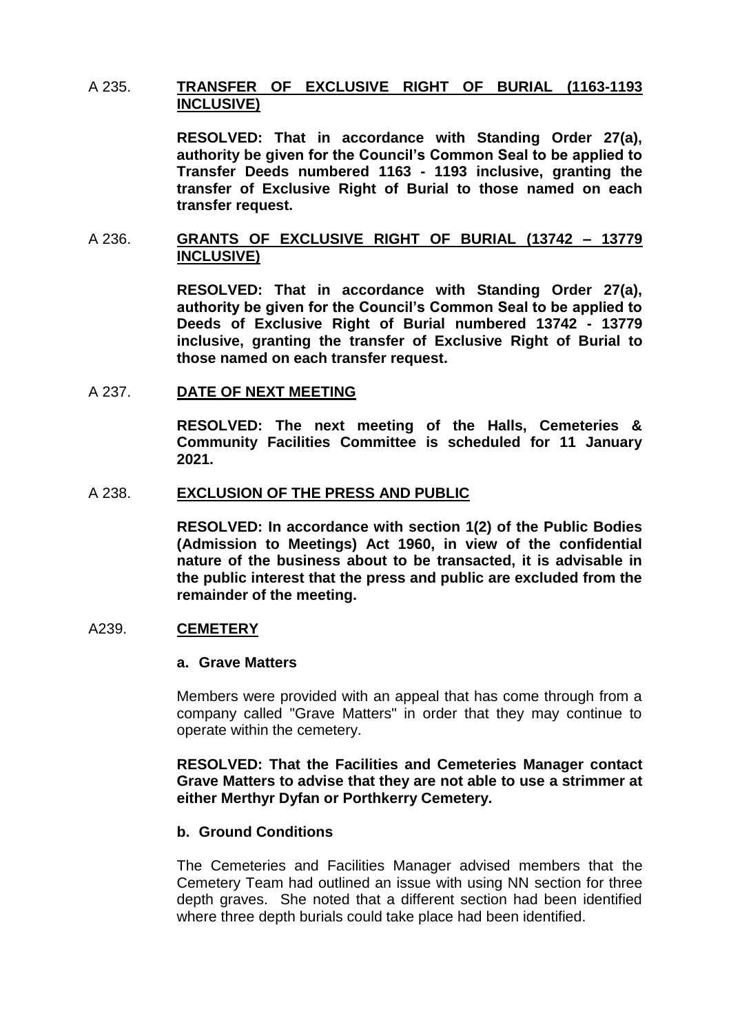## A 235. TRANSFER OF EXCLUSIVE RIGHT OF BURIAL (1163-1193 INCLUSIVE)

**RESOLVED: That in accordance with Standing Order 27(a), authority be given for the Council's Common Seal to be applied to Transfer Deeds numbered 1163 - 1193 inclusive, granting the transfer of Exclusive Right of Burial to those named on each transfer request.**

## A 236. GRANTS OF EXCLUSIVE RIGHT OF BURIAL (13742 – 13779 INCLUSIVE)

**RESOLVED: That in accordance with Standing Order 27(a), authority be given for the Council's Common Seal to be applied to Deeds of Exclusive Right of Burial numbered 13742 - 13779 inclusive, granting the transfer of Exclusive Right of Burial to those named on each transfer request.**

## A 237. DATE OF NEXT MEETING

**RESOLVED: The next meeting of the Halls, Cemeteries & Community Facilities Committee is scheduled for 11 January 2021.**

## A 238. EXCLUSION OF THE PRESS AND PUBLIC

**RESOLVED: In accordance with section 1(2) of the Public Bodies (Admission to Meetings) Act 1960, in view of the confidential nature of the business about to be transacted, it is advisable in the public interest that the press and public are excluded from the remainder of the meeting.**

## A239. CEMETERY

### a. Grave Matters

Members were provided with an appeal that has come through from a company called "Grave Matters" in order that they may continue to operate within the cemetery.

**RESOLVED: That the Facilities and Cemeteries Manager contact Grave Matters to advise that they are not able to use a strimmer at either Merthyr Dyfan or Porthkerry Cemetery.**

### b. Ground Conditions

The Cemeteries and Facilities Manager advised members that the Cemetery Team had outlined an issue with using NN section for three depth graves. She noted that a different section had been identified where three depth burials could take place had been identified.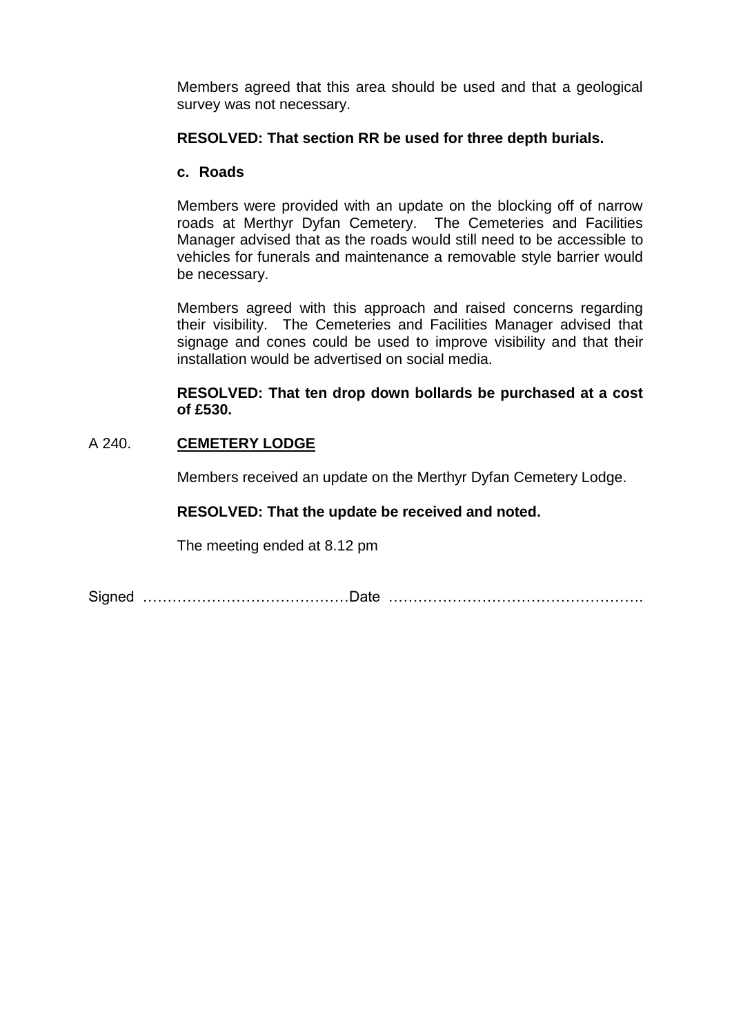Members agreed that this area should be used and that a geological survey was not necessary.

**RESOLVED: That section RR be used for three depth burials.**

**c. Roads**

Members were provided with an update on the blocking off of narrow roads at Merthyr Dyfan Cemetery. The Cemeteries and Facilities Manager advised that as the roads would still need to be accessible to vehicles for funerals and maintenance a removable style barrier would be necessary.

Members agreed with this approach and raised concerns regarding their visibility. The Cemeteries and Facilities Manager advised that signage and cones could be used to improve visibility and that their installation would be advertised on social media.

**RESOLVED: That ten drop down bollards be purchased at a cost of £530.**

A 240. **CEMETERY LODGE**

Members received an update on the Merthyr Dyfan Cemetery Lodge.

**RESOLVED: That the update be received and noted.**

The meeting ended at 8.12 pm

Signed ……………………………………Date …………………………………………….